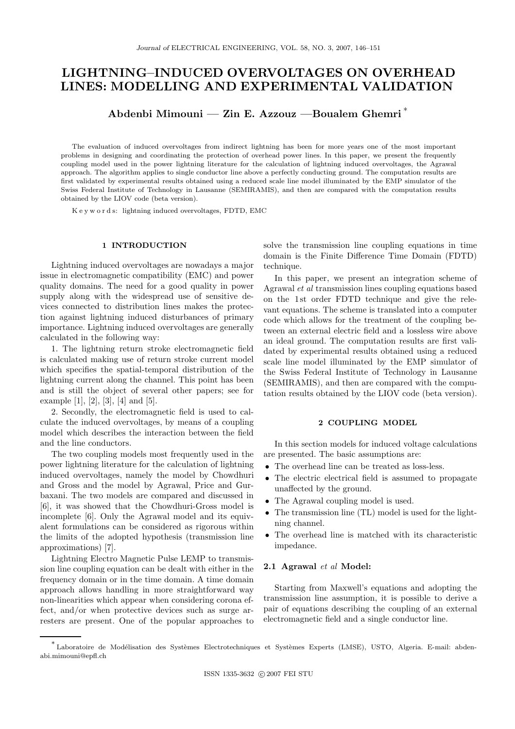# LIGHTNING–INDUCED OVERVOLTAGES ON OVERHEAD LINES: MODELLING AND EXPERIMENTAL VALIDATION

**Abdenbi Mimouni — Zin E. Azzouz —Boualem Ghemri** [*]

The evaluation of induced overvoltages from indirect lightning has been for more years one of the most important problems in designing and coordinating the protection of overhead power lines. In this paper, we present the frequently coupling model used in the power lightning literature for the calculation of lightning induced overvoltages, the Agrawal approach. The algorithm applies to single conductor line above a perfectly conducting ground. The computation results are first validated by experimental results obtained using a reduced scale line model illuminated by the EMP simulator of the Swiss Federal Institute of Technology in Lausanne (SEMIRAMIS), and then are compared with the computation results obtained by the LIOV code (beta version).

Keywords: lightning induced overvoltages, FDTD, EMC

## 1 INTRODUCTION

Lightning induced overvoltages are nowadays a major issue in electromagnetic compatibility (EMC) and power quality domains. The need for a good quality in power supply along with the widespread use of sensitive devices connected to distribution lines makes the protection against lightning induced disturbances of primary importance. Lightning induced overvoltages are generally calculated in the following way:

1. The lightning return stroke electromagnetic field is calculated making use of return stroke current model which specifies the spatial-temporal distribution of the lightning current along the channel. This point has been and is still the object of several other papers; see for example [1], [2], [3], [4] and [5].

2. Secondly, the electromagnetic field is used to calculate the induced overvoltages, by means of a coupling model which describes the interaction between the field and the line conductors.

The two coupling models most frequently used in the power lightning literature for the calculation of lightning induced overvoltages, namely the model by Chowdhuri and Gross and the model by Agrawal, Price and Gurbaxani. The two models are compared and discussed in [6], it was showed that the Chowdhuri-Gross model is incomplete [6]. Only the Agrawal model and its equivalent formulations can be considered as rigorous within the limits of the adopted hypothesis (transmission line approximations) [7].

Lightning Electro Magnetic Pulse LEMP to transmission line coupling equation can be dealt with either in the frequency domain or in the time domain. A time domain approach allows handling in more straightforward way non-linearities which appear when considering corona effect, and/or when protective devices such as surge arresters are present. One of the popular approaches to solve the transmission line coupling equations in time domain is the Finite Difference Time Domain (FDTD) technique.

In this paper, we present an integration scheme of Agrawal *et al* transmission lines coupling equations based on the 1st order FDTD technique and give the relevant equations. The scheme is translated into a computer code which allows for the treatment of the coupling between an external electric field and a lossless wire above an ideal ground. The computation results are first validated by experimental results obtained using a reduced scale line model illuminated by the EMP simulator of the Swiss Federal Institute of Technology in Lausanne (SEMIRAMIS), and then are compared with the computation results obtained by the LIOV code (beta version).

## 2 COUPLING MODEL

In this section models for induced voltage calculations are presented. The basic assumptions are:

- The overhead line can be treated as loss-less.
- The electric electrical field is assumed to propagate unaffected by the ground.
- The Agrawal coupling model is used.
- The transmission line (TL) model is used for the lightning channel.
- The overhead line is matched with its characteristic impedance.

### 2.1 Agrawal *et al* Model:

Starting from Maxwell's equations and adopting the transmission line assumption, it is possible to derive a pair of equations describing the coupling of an external electromagnetic field and a single conductor line.

[*] Laboratoire de Modélisation des Systèmes Electrotechniques et Systèmes Experts (LMSE), USTO, Algeria. E-mail: abdenabi.mimouni@epfl.ch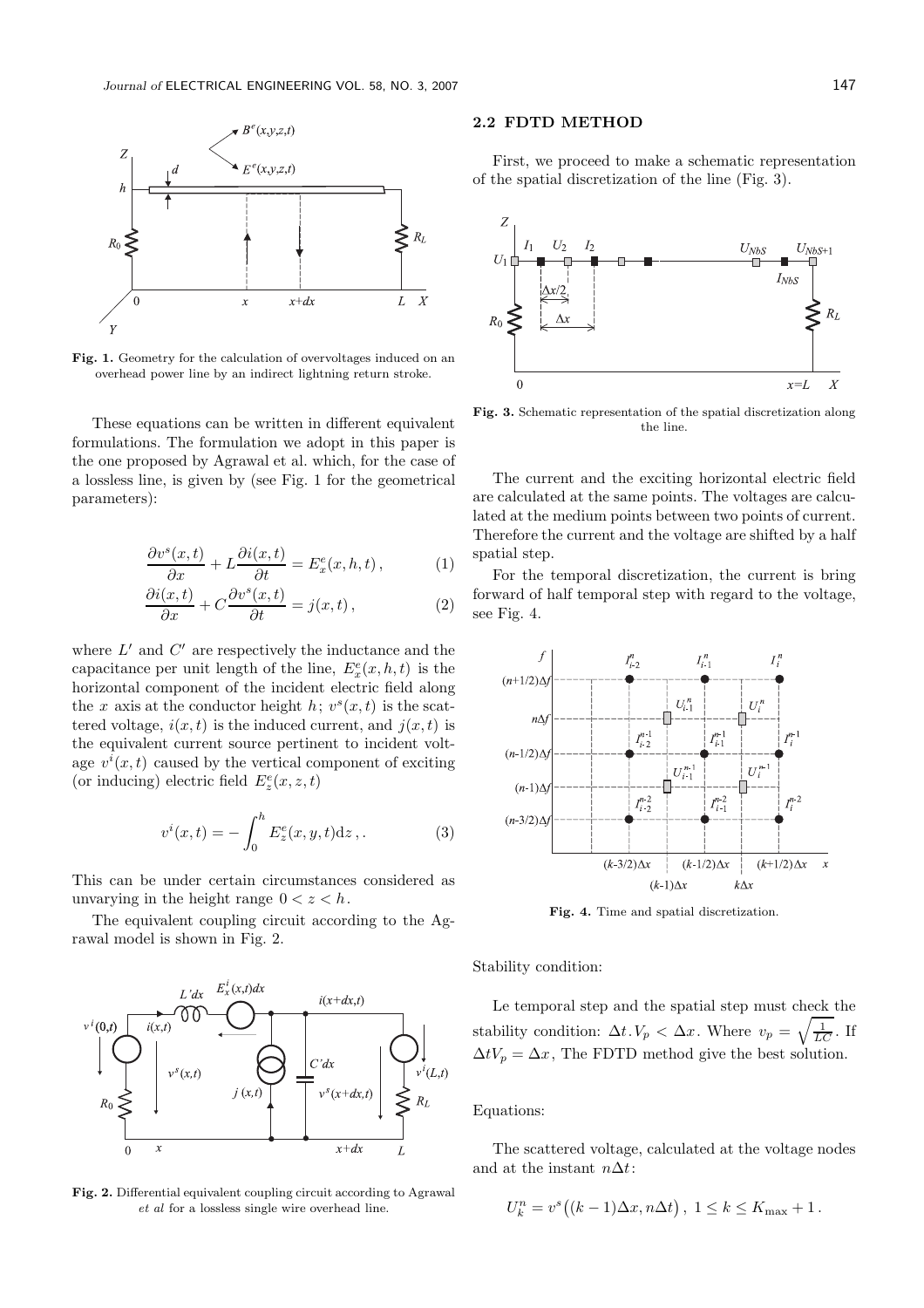**Fig. 1.** Geometry for the calculation of overvoltages induced on an overhead power line by an indirect lightning return stroke.

These equations can be written in different equivalent formulations. The formulation we adopt in this paper is the one proposed by Agrawal et al. which, for the case of a lossless line, is given by (see Fig. 1 for the geometrical parameters):

$$\frac{\partial v^s(x,t)}{\partial x} + L\frac{\partial i(x,t)}{\partial t} = E_x^e(x,h,t)\,, \tag{1}$$

$$\frac{\partial i(x,t)}{\partial x} + C\frac{\partial v^s(x,t)}{\partial t} = j(x,t)\,, \tag{2}$$

where $L'$ and $C'$ are respectively the inductance and the capacitance per unit length of the line, $E_x^e(x,h,t)$ is the horizontal component of the incident electric field along the $x$ axis at the conductor height $h$; $v^s(x,t)$ is the scattered voltage, $i(x,t)$ is the induced current, and $j(x,t)$ is the equivalent current source pertinent to incident voltage $v^i(x,t)$ caused by the vertical component of exciting (or inducing) electric field $E_z^e(x,z,t)$

$$v^i(x,t) = -\int_0^h E_z^e(x,y,t)\mathrm{d}z\,,. \tag{3}$$

This can be under certain circumstances considered as unvarying in the height range $0 < z < h$.

The equivalent coupling circuit according to the Agrawal model is shown in Fig. 2.

**Fig. 2.** Differential equivalent coupling circuit according to Agrawal *et al* for a lossless single wire overhead line.

### 2.2 FDTD METHOD

First, we proceed to make a schematic representation of the spatial discretization of the line (Fig. 3).

**Fig. 3.** Schematic representation of the spatial discretization along the line.

The current and the exciting horizontal electric field are calculated at the same points. The voltages are calculated at the medium points between two points of current. Therefore the current and the voltage are shifted by a half spatial step.

For the temporal discretization, the current is bring forward of half temporal step with regard to the voltage, see Fig. 4.

**Fig. 4.** Time and spatial discretization.

Stability condition:

Le temporal step and the spatial step must check the stability condition: $\Delta t.V_p < \Delta x$. Where $v_p = \sqrt{\frac{1}{LC}}$. If $\Delta t V_p = \Delta x$, The FDTD method give the best solution.

Equations:

The scattered voltage, calculated at the voltage nodes and at the instant $n\Delta t$:

$$U_k^n = v^s\big((k-1)\Delta x, n\Delta t\big)\,,\ 1 \le k \le K_{\max} + 1\,.$$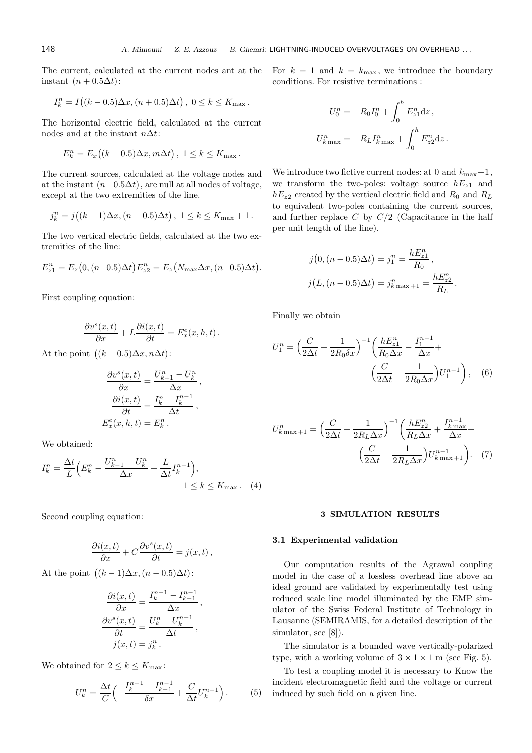The current, calculated at the current nodes ant at the instant $(n + 0.5\Delta t)$:

$$I_k^n = I\big((k-0.5)\Delta x, (n+0.5)\Delta t\big)\,,\ 0 \le k \le K_{\max}\,.$$

The horizontal electric field, calculated at the current nodes and at the instant $n\Delta t$:

$$E_k^n = E_x\big((k-0.5)\Delta x, m\Delta t\big)\,,\ 1 \le k \le K_{\max}\,.$$

The current sources, calculated at the voltage nodes and at the instant $(n-0.5\Delta t)$, are null at all nodes of voltage, except at the two extremities of the line.

$$j_k^n = j\big((k-1)\Delta x, (n-0.5)\Delta t\big)\,,\ 1 \le k \le K_{\max}+1\,.$$

The two vertical electric fields, calculated at the two extremities of the line:

$$E_{z1}^n = E_z\big(0, (n-0.5)\Delta t\big) E_{z2}^n = E_z\big(N_{\max}\Delta x, (n-0.5)\Delta t\big).$$

First coupling equation:

$$\frac{\partial v^s(x,t)}{\partial x} + L\frac{\partial i(x,t)}{\partial t} = E_x^e(x,h,t)\,.$$

At the point $\big((k-0.5)\Delta x, n\Delta t\big)$:

$$\frac{\partial v^s(x,t)}{\partial x} = \frac{U_{k+1}^n - U_k^n}{\Delta x}\,,$$

$$\frac{\partial i(x,t)}{\partial t} = \frac{I_k^n - I_k^{n-1}}{\Delta t}\,,$$

$$E_x^e(x,h,t) = E_k^n\,.$$

We obtained:

$$I_k^n = \frac{\Delta t}{L}\Big(E_k^n - \frac{U_{k-1}^n - U_k^n}{\Delta x} + \frac{L}{\Delta t}I_k^{n-1}\Big), \quad 1 \le k \le K_{\max}\,. \tag{4}$$

Second coupling equation:

$$\frac{\partial i(x,t)}{\partial x} + C\frac{\partial v^s(x,t)}{\partial t} = j(x,t)\,,$$

At the point $\big((k-1)\Delta x, (n-0.5)\Delta t\big)$:

$$\frac{\partial i(x,t)}{\partial x} = \frac{I_k^{n-1} - I_{k-1}^{n-1}}{\Delta x}\,,$$

$$\frac{\partial v^s(x,t)}{\partial t} = \frac{U_k^n - U_k^{n-1}}{\Delta t}\,,$$

$$j(x,t) = j_k^n\,.$$

We obtained for $2 \le k \le K_{\max}$:

$$U_k^n = \frac{\Delta t}{C}\Big(-\frac{I_k^{n-1} - I_{k-1}^{n-1}}{\delta x} + \frac{C}{\Delta t}U_k^{n-1}\Big)\,. \tag{5}$$

For $k = 1$ and $k = k_{\max}$, we introduce the boundary conditions. For resistive terminations :

$$U_0^n = -R_0 I_0^n + \int_0^h E_{z1}^n \mathrm{d}z\,,$$

$$U_{k\max}^n = -R_L I_{k\max}^n + \int_0^h E_{z2}^n \mathrm{d}z\,.$$

We introduce two fictive current nodes: at 0 and $k_{\max}+1$, we transform the two-poles: voltage source $hE_{z1}$ and $hE_{z2}$ created by the vertical electric field and $R_0$ and $R_L$ to equivalent two-poles containing the current sources, and further replace $C$ by $C/2$ (Capacitance in the half per unit length of the line).

$$j\big(0, (n-0.5)\Delta t\big) = j_1^n = \frac{hE_{z1}^n}{R_0}\,,$$

$$j\big(L, (n-0.5)\Delta t\big) = j_{k\max+1}^n = \frac{hE_{z2}^n}{R_L}\,.$$

Finally we obtain

$$U_1^n = \Big(\frac{C}{2\Delta t} + \frac{1}{2R_0\delta x}\Big)^{-1}\Big(\frac{hE_{z1}^n}{R_0\Delta x} - \frac{I_1^{n-1}}{\Delta x} + \Big(\frac{C}{2\Delta t} - \frac{1}{2R_0\Delta x}\Big)U_1^{n-1}\Big)\,, \tag{6}$$

$$U_{k\max+1}^n = \Big(\frac{C}{2\Delta t} + \frac{1}{2R_L\Delta x}\Big)^{-1}\Big(\frac{hE_{z2}^n}{R_L\Delta x} + \frac{I_{k\max}^{n-1}}{\Delta x} + \Big(\frac{C}{2\Delta t} - \frac{1}{2R_L\Delta x}\Big)U_{k\max+1}^{n-1}\Big). \tag{7}$$

## 3 SIMULATION RESULTS

### 3.1 Experimental validation

Our computation results of the Agrawal coupling model in the case of a lossless overhead line above an ideal ground are validated by experimentally test using reduced scale line model illuminated by the EMP simulator of the Swiss Federal Institute of Technology in Lausanne (SEMIRAMIS, for a detailed description of the simulator, see [8]).

The simulator is a bounded wave vertically-polarized type, with a working volume of $3 \times 1 \times 1$ m (see Fig. 5).

To test a coupling model it is necessary to Know the incident electromagnetic field and the voltage or current induced by such field on a given line.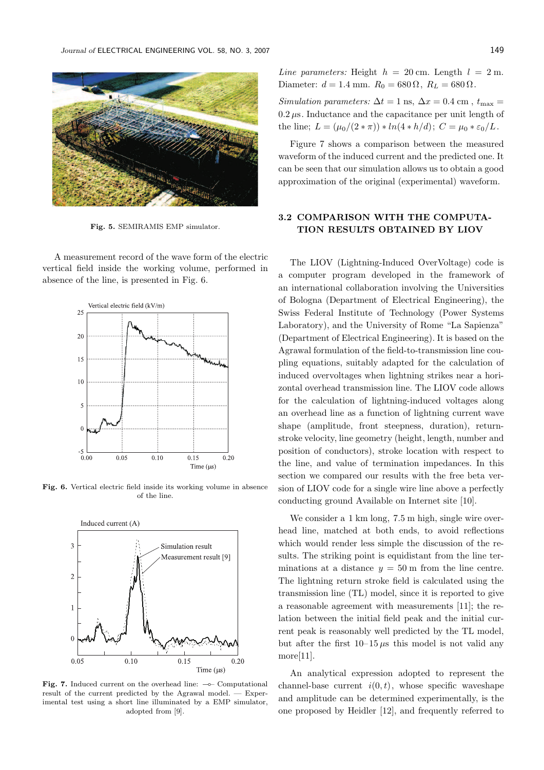Fig. 5. SEMIRAMIS EMP simulator.

A measurement record of the wave form of the electric vertical field inside the working volume, performed in absence of the line, is presented in Fig. 6.

Fig. 6. Vertical electric field inside its working volume in absence of the line.

Fig. 7. Induced current on the overhead line: —o— Computational result of the current predicted by the Agrawal model. — Experimental test using a short line illuminated by a EMP simulator, adopted from [9].

*Line parameters:* Height $h = 20$ cm. Length $l = 2$ m. Diameter: $d = 1.4$ mm. $R_0 = 680\,\Omega$, $R_L = 680\,\Omega$.

*Simulation parameters:* $\Delta t = 1$ ns, $\Delta x = 0.4$ cm , $t_{\max} = 0.2\,\mu$s. Inductance and the capacitance per unit length of the line; $L = (\mu_0/(2*\pi))*ln(4*h/d)$; $C = \mu_0*\varepsilon_0/L$.

Figure 7 shows a comparison between the measured waveform of the induced current and the predicted one. It can be seen that our simulation allows us to obtain a good approximation of the original (experimental) waveform.

## 3.2 COMPARISON WITH THE COMPUTATION RESULTS OBTAINED BY LIOV

The LIOV (Lightning-Induced OverVoltage) code is a computer program developed in the framework of an international collaboration involving the Universities of Bologna (Department of Electrical Engineering), the Swiss Federal Institute of Technology (Power Systems Laboratory), and the University of Rome "La Sapienza" (Department of Electrical Engineering). It is based on the Agrawal formulation of the field-to-transmission line coupling equations, suitably adapted for the calculation of induced overvoltages when lightning strikes near a horizontal overhead transmission line. The LIOV code allows for the calculation of lightning-induced voltages along an overhead line as a function of lightning current wave shape (amplitude, front steepness, duration), return-stroke velocity, line geometry (height, length, number and position of conductors), stroke location with respect to the line, and value of termination impedances. In this section we compared our results with the free beta version of LIOV code for a single wire line above a perfectly conducting ground Available on Internet site [10].

We consider a 1 km long, 7.5 m high, single wire overhead line, matched at both ends, to avoid reflections which would render less simple the discussion of the results. The striking point is equidistant from the line terminations at a distance $y = 50$ m from the line centre. The lightning return stroke field is calculated using the transmission line (TL) model, since it is reported to give a reasonable agreement with measurements [11]; the relation between the initial field peak and the initial current peak is reasonably well predicted by the TL model, but after the first 10–15 $\mu$s this model is not valid any more[11].

An analytical expression adopted to represent the channel-base current $i(0,t)$, whose specific waveshape and amplitude can be determined experimentally, is the one proposed by Heidler [12], and frequently referred to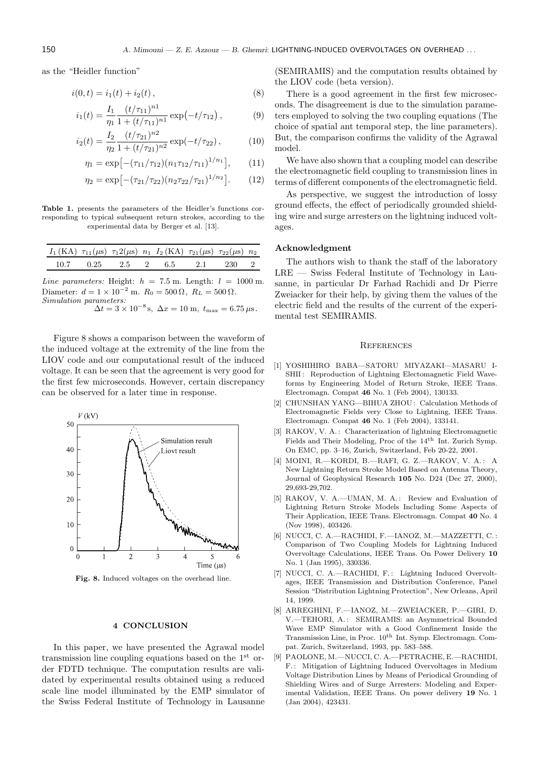as the "Heidler function"

$$i(0,t) = i_1(t) + i_2(t)\,, \tag{8}$$

$$i_1(t) = \frac{I_1}{\eta_1}\frac{(t/\tau_{11})^{n1}}{1+(t/\tau_{11})^{n1}}\exp\bigl(-t/\tau_{12}\bigr)\,, \tag{9}$$

$$i_2(t) = \frac{I_2}{\eta_2}\frac{(t/\tau_{21})^{n2}}{1+(t/\tau_{21})^{n2}}\exp(-t/\tau_{22})\,, \tag{10}$$

$$\eta_1 = \exp\bigl[-(\tau_{11}/\tau_{12})(n_1\tau_{12}/\tau_{11})^{1/n_1}\bigr], \tag{11}$$

$$\eta_2 = \exp\bigl[-(\tau_{21}/\tau_{22})(n_2\tau_{22}/\tau_{21})^{1/n_2}\bigr]. \tag{12}$$

**Table 1.** presents the parameters of the Heidler's functions corresponding to typical subsequent return strokes, according to the experimental data by Berger et al. [13].

| $I_1$ (KA) | $\tau_{11}(\mu s)$ | $\tau_1 2(\mu s)$ | $n_1$ | $I_2$ (KA) | $\tau_{21}(\mu s)$ | $\tau_{22}(\mu s)$ | $n_2$ |
|---|---|---|---|---|---|---|---|
| 10.7 | 0.25 | 2.5 | 2 | 6.5 | 2.1 | 230 | 2 |

*Line parameters:* Height: $h = 7.5$ m. Length: $l = 1000$ m. Diameter: $d = 1\times10^{-2}$ m. $R_0 = 500\,\Omega,\ R_L = 500\,\Omega$.
*Simulation parameters:*
$\Delta t = 3\times10^{-8}$ s, $\Delta x = 10$ m, $t_{\max} = 6.75\,\mu$s.

Figure 8 shows a comparison between the waveform of the induced voltage at the extremity of the line from the LIOV code and our computational result of the induced voltage. It can be seen that the agreement is very good for the first few microseconds. However, certain discrepancy can be observed for a later time in response.

**Fig. 8.** Induced voltages on the overhead line.

## 4 CONCLUSION

In this paper, we have presented the Agrawal model transmission line coupling equations based on the 1st order FDTD technique. The computation results are validated by experimental results obtained using a reduced scale line model illuminated by the EMP simulator of the Swiss Federal Institute of Technology in Lausanne (SEMIRAMIS) and the computation results obtained by the LIOV code (beta version).

There is a good agreement in the first few microseconds. The disagreement is due to the simulation parameters employed to solving the two coupling equations (The choice of spatial ant temporal step, the line parameters). But, the comparison confirms the validity of the Agrawal model.

We have also shown that a coupling model can describe the electromagnetic field coupling to transmission lines in terms of different components of the electromagnetic field.

As perspective, we suggest the introduction of lossy ground effects, the effect of periodically grounded shielding wire and surge arresters on the lightning induced voltages.

### Acknowledgment

The authors wish to thank the staff of the laboratory LRE — Swiss Federal Institute of Technology in Lausanne, in particular Dr Farhad Rachidi and Dr Pierre Zweiacker for their help, by giving them the values of the electric field and the results of the current of the experimental test SEMIRAMIS.

### References

[1] YOSHIHIRO BABA—SATORU MIYAZAKI—MASARU ISHII: Reproduction of Lightning Electomagnetic Field Waveforms by Engineering Model of Return Stroke, IEEE Trans. Electromagn. Compat **46** No. 1 (Feb 2004), 130133.

[2] CHUNSHAN YANG—BIHUA ZHOU: Calculation Methods of Electromagnetic Fields very Close to Lightning, IEEE Trans. Electromagn. Compat **46** No. 1 (Feb 2004), 133141.

[3] RAKOV, V. A.: Characterization of lightning Electromagnetic Fields and Their Modeling, Proc of the 14th Int. Zurich Symp. On EMC, pp. 3–16, Zurich, Switzerland, Feb 20-22, 2001.

[4] MOINI, R.—KORDI, B.—RAFI, G. Z.—RAKOV, V. A.: A New Lightning Return Stroke Model Based on Antenna Theory, Journal of Geophysical Research **105** No. D24 (Dec 27, 2000), 29,693-29,702.

[5] RAKOV, V. A.—UMAN, M. A.: Review and Evaluation of Lightning Return Stroke Models Including Some Aspects of Their Application, IEEE Trans. Electromagn. Compat **40** No. 4 (Nov 1998), 403426.

[6] NUCCI, C. A.—RACHIDI, F.—IANOZ, M.—MAZZETTI, C.: Comparison of Two Coupling Models for Lightning Induced Overvoltage Calculations, IEEE Trans. On Power Delivery **10** No. 1 (Jan 1995), 330336.

[7] NUCCI, C. A.—RACHIDI, F.: Lightning Induced Overvoltages, IEEE Transmission and Distribution Conference, Panel Session "Distribution Lightning Protection", New Orleans, April 14, 1999.

[8] ARREGHINI, F.—IANOZ, M.—ZWEIACKER, P.—GIRI, D. V.—TEHORI, A.: SEMIRAMIS: an Asymmetrical Bounded Wave EMP Simulator with a Good Confinement Inside the Transmission Line, in Proc. 10th Int. Symp. Electromagn. Compat. Zurich, Switzerland, 1993, pp. 583–588.

[9] PAOLONE, M.—NUCCI, C. A.—PETRACHE, E.—RACHIDI, F.: Mitigation of Lightning Induced Overvoltages in Medium Voltage Distribution Lines by Means of Periodical Grounding of Shielding Wires and of Surge Arresters: Modeling and Experimental Validation, IEEE Trans. On power delivery **19** No. 1 (Jan 2004), 423431.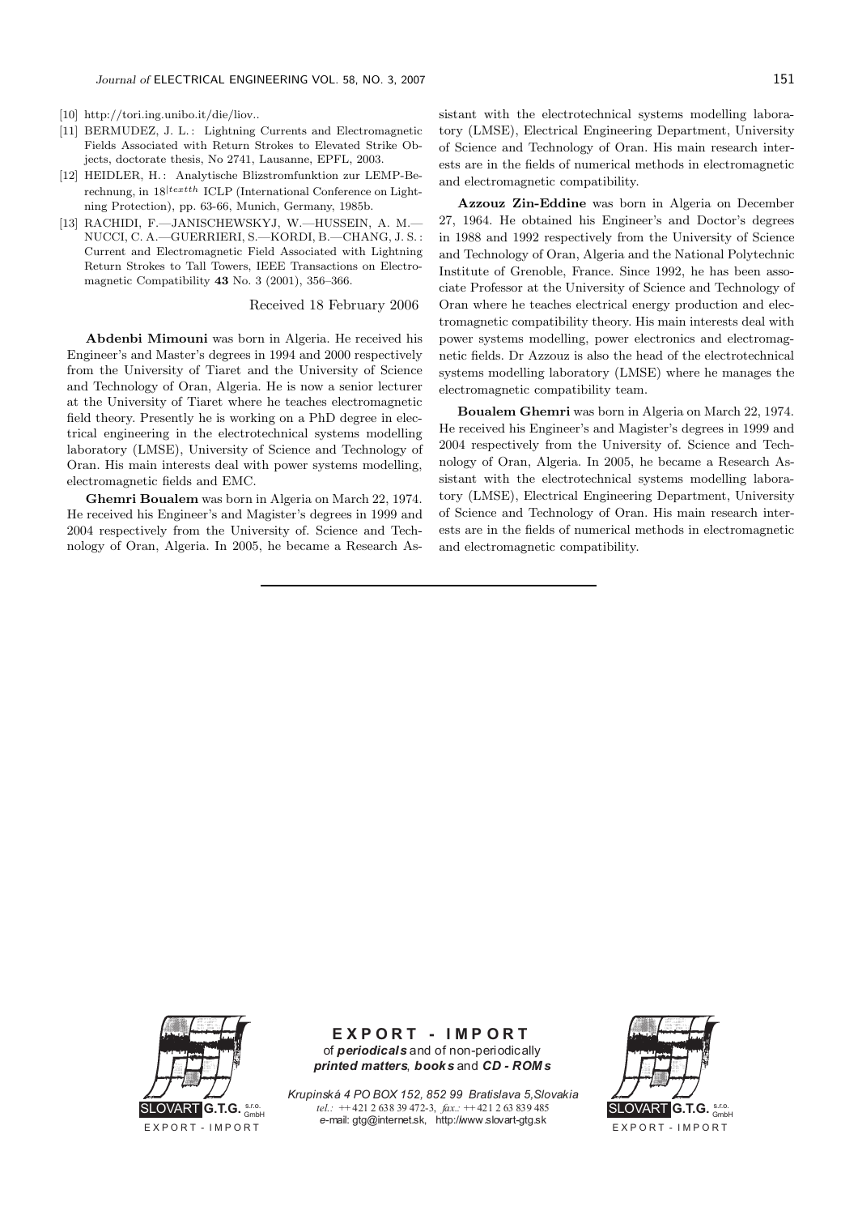[10] http://tori.ing.unibo.it/die/liov..

[11] BERMUDEZ, J. L. : Lightning Currents and Electromagnetic Fields Associated with Return Strokes to Elevated Strike Objects, doctorate thesis, No 2741, Lausanne, EPFL, 2003.

[12] HEIDLER, H. : Analytische Blizstromfunktion zur LEMP-Berechnung, in 18|$^{textth}$ ICLP (International Conference on Lightning Protection), pp. 63-66, Munich, Germany, 1985b.

[13] RACHIDI, F.—JANISCHEWSKYJ, W.—HUSSEIN, A. M.—NUCCI, C. A.—GUERRIERI, S.—KORDI, B.—CHANG, J. S. : Current and Electromagnetic Field Associated with Lightning Return Strokes to Tall Towers, IEEE Transactions on Electromagnetic Compatibility **43** No. 3 (2001), 356–366.

Received 18 February 2006

**Abdenbi Mimouni** was born in Algeria. He received his Engineer's and Master's degrees in 1994 and 2000 respectively from the University of Tiaret and the University of Science and Technology of Oran, Algeria. He is now a senior lecturer at the University of Tiaret where he teaches electromagnetic field theory. Presently he is working on a PhD degree in electrical engineering in the electrotechnical systems modelling laboratory (LMSE), University of Science and Technology of Oran. His main interests deal with power systems modelling, electromagnetic fields and EMC.

**Ghemri Boualem** was born in Algeria on March 22, 1974. He received his Engineer's and Magister's degrees in 1999 and 2004 respectively from the University of. Science and Technology of Oran, Algeria. In 2005, he became a Research Assistant with the electrotechnical systems modelling laboratory (LMSE), Electrical Engineering Department, University of Science and Technology of Oran. His main research interests are in the fields of numerical methods in electromagnetic and electromagnetic compatibility.

**Azzouz Zin-Eddine** was born in Algeria on December 27, 1964. He obtained his Engineer's and Doctor's degrees in 1988 and 1992 respectively from the University of Science and Technology of Oran, Algeria and the National Polytechnic Institute of Grenoble, France. Since 1992, he has been associate Professor at the University of Science and Technology of Oran where he teaches electrical energy production and electromagnetic compatibility theory. His main interests deal with power systems modelling, power electronics and electromagnetic fields. Dr Azzouz is also the head of the electrotechnical systems modelling laboratory (LMSE) where he manages the electromagnetic compatibility team.

**Boualem Ghemri** was born in Algeria on March 22, 1974. He received his Engineer's and Magister's degrees in 1999 and 2004 respectively from the University of. Science and Technology of Oran, Algeria. In 2005, he became a Research Assistant with the electrotechnical systems modelling laboratory (LMSE), Electrical Engineering Department, University of Science and Technology of Oran. His main research interests are in the fields of numerical methods in electromagnetic and electromagnetic compatibility.

SLOVART G.T.G. s.r.o. GmbH
EXPORT - IMPORT

**EXPORT - IMPORT**
of ***periodicals*** and of non-periodically ***printed matters***, ***books*** and ***CD - ROMs***

*Krupinská 4 PO BOX 152, 852 99 Bratislava 5,Slovakia*
*tel.:* ++421 2 638 39 472-3, *fax.:* ++421 2 63 839 485
*e*-mail: gtg@internet.sk, http://www.slovart-gtg.sk

SLOVART G.T.G. s.r.o. GmbH
EXPORT - IMPORT